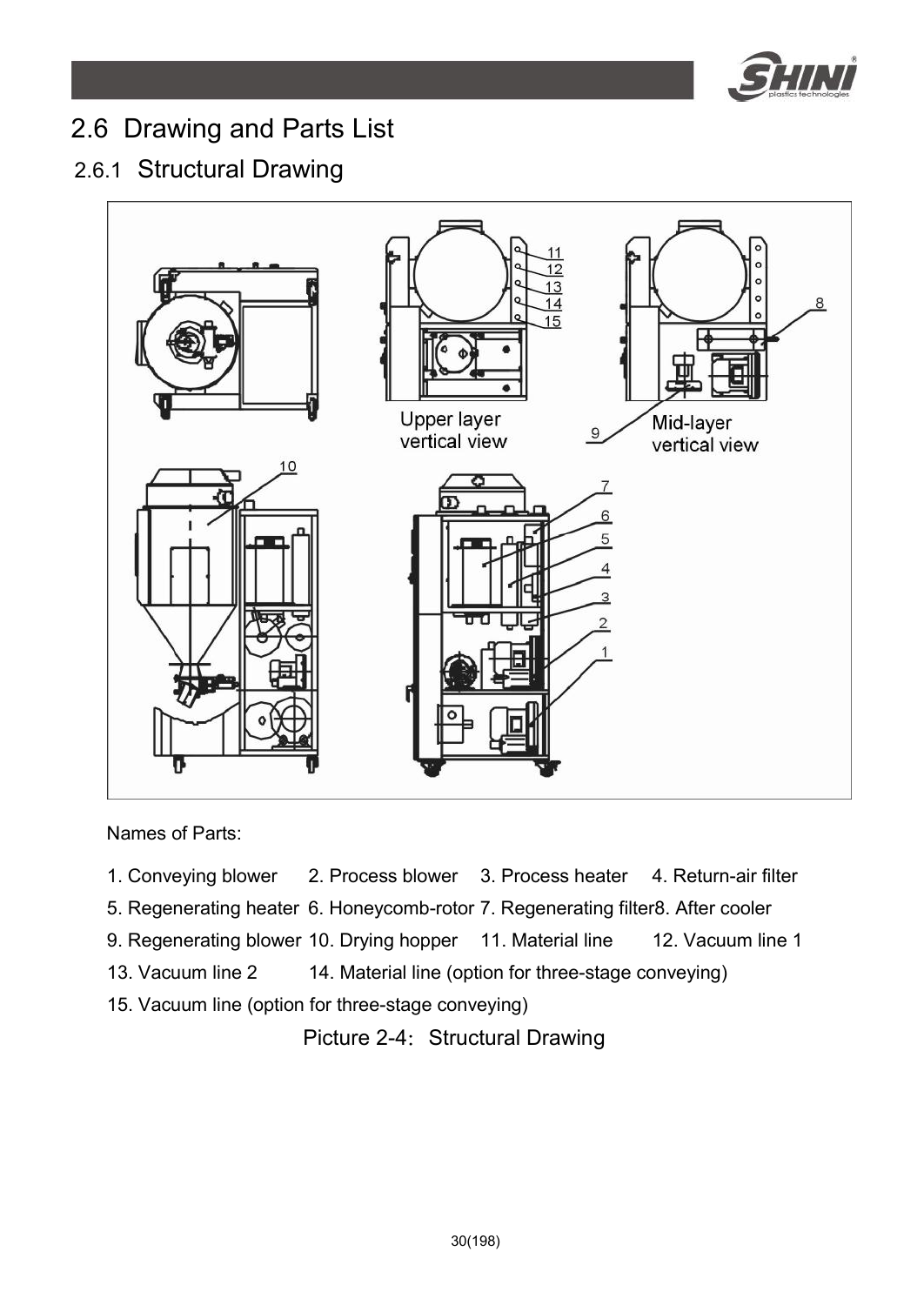## 2.6 Drawing and Parts List

### 2.6.1 Structural Drawing

Names of Parts:

1. Conveying blower
2. Process blower
3. Process heater
4. Return-air filter
5. Regenerating heater
6. Honeycomb-rotor
7. Regenerating filter
8. After cooler
9. Regenerating blower
10. Drying hopper
11. Material line
12. Vacuum line 1
13. Vacuum line 2
14. Material line (option for three-stage conveying)
15. Vacuum line (option for three-stage conveying)

Picture 2-4: Structural Drawing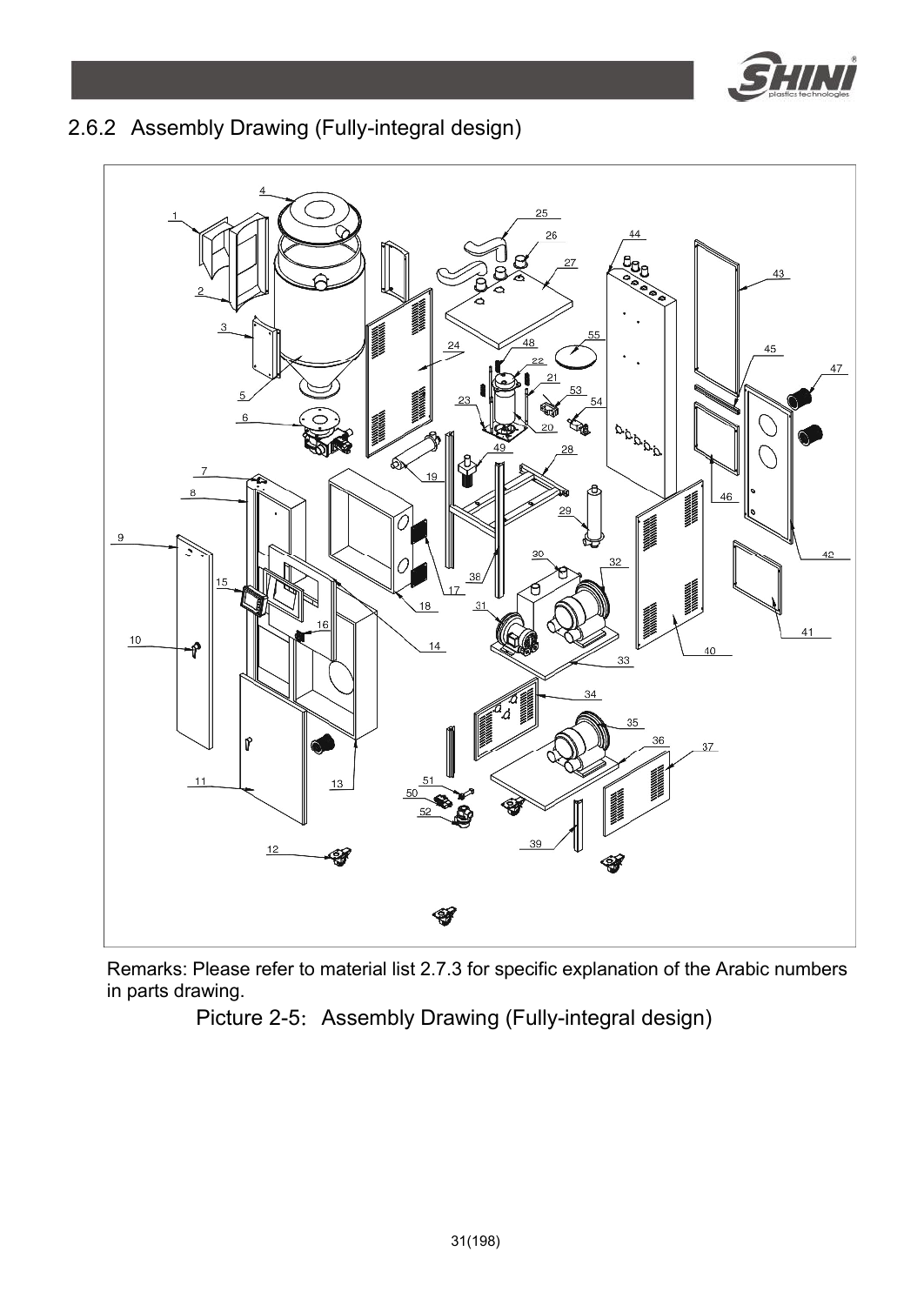## 2.6.2 Assembly Drawing (Fully-integral design)

Remarks: Please refer to material list 2.7.3 for specific explanation of the Arabic numbers in parts drawing.

Picture 2-5: Assembly Drawing (Fully-integral design)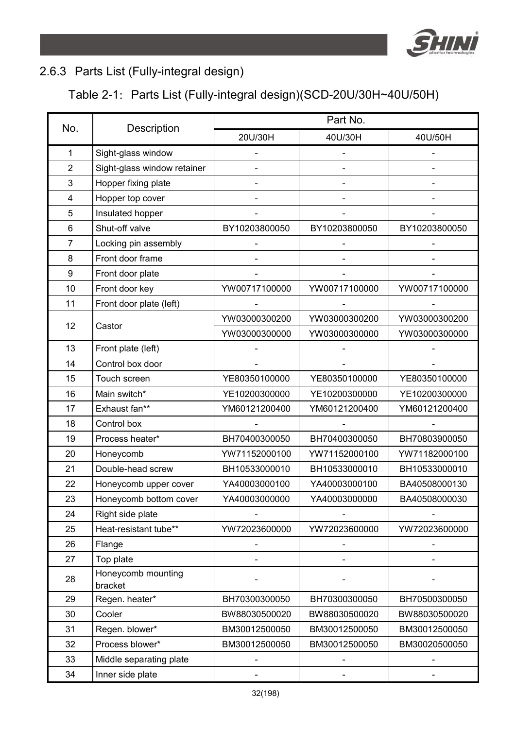## 2.6.3 Parts List (Fully-integral design)

Table 2-1: Parts List (Fully-integral design)(SCD-20U/30H~40U/50H)

| No. | Description | Part No. | | |
|---|---|---|---|---|
| | | 20U/30H | 40U/30H | 40U/50H |
| 1 | Sight-glass window | - | - | - |
| 2 | Sight-glass window retainer | - | - | - |
| 3 | Hopper fixing plate | - | - | - |
| 4 | Hopper top cover | - | - | - |
| 5 | Insulated hopper | - | - | - |
| 6 | Shut-off valve | BY10203800050 | BY10203800050 | BY10203800050 |
| 7 | Locking pin assembly | - | - | - |
| 8 | Front door frame | - | - | - |
| 9 | Front door plate | - | - | - |
| 10 | Front door key | YW00717100000 | YW00717100000 | YW00717100000 |
| 11 | Front door plate (left) | - | - | - |
| 12 | Castor | YW03000300200 | YW03000300200 | YW03000300200 |
| | | YW03000300000 | YW03000300000 | YW03000300000 |
| 13 | Front plate (left) | - | - | - |
| 14 | Control box door | - | - | - |
| 15 | Touch screen | YE80350100000 | YE80350100000 | YE80350100000 |
| 16 | Main switch* | YE10200300000 | YE10200300000 | YE10200300000 |
| 17 | Exhaust fan** | YM60121200400 | YM60121200400 | YM60121200400 |
| 18 | Control box | - | - | - |
| 19 | Process heater* | BH70400300050 | BH70400300050 | BH70803900050 |
| 20 | Honeycomb | YW71152000100 | YW71152000100 | YW71182000100 |
| 21 | Double-head screw | BH10533000010 | BH10533000010 | BH10533000010 |
| 22 | Honeycomb upper cover | YA40003000100 | YA40003000100 | BA40508000130 |
| 23 | Honeycomb bottom cover | YA40003000000 | YA40003000000 | BA40508000030 |
| 24 | Right side plate | - | - | - |
| 25 | Heat-resistant tube** | YW72023600000 | YW72023600000 | YW72023600000 |
| 26 | Flange | - | - | - |
| 27 | Top plate | - | - | - |
| 28 | Honeycomb mounting bracket | - | - | - |
| 29 | Regen. heater* | BH70300300050 | BH70300300050 | BH70500300050 |
| 30 | Cooler | BW88030500020 | BW88030500020 | BW88030500020 |
| 31 | Regen. blower* | BM30012500050 | BM30012500050 | BM30012500050 |
| 32 | Process blower* | BM30012500050 | BM30012500050 | BM30020500050 |
| 33 | Middle separating plate | - | - | - |
| 34 | Inner side plate | - | - | - |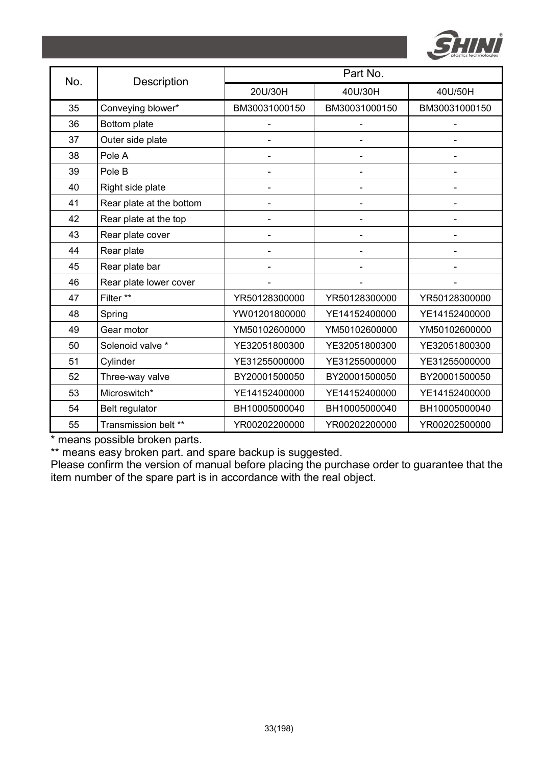| No. | Description | Part No. | | |
|---|---|---|---|---|
| | | 20U/30H | 40U/30H | 40U/50H |
| 35 | Conveying blower* | BM30031000150 | BM30031000150 | BM30031000150 |
| 36 | Bottom plate | - | - | - |
| 37 | Outer side plate | - | - | - |
| 38 | Pole A | - | - | - |
| 39 | Pole B | - | - | - |
| 40 | Right side plate | - | - | - |
| 41 | Rear plate at the bottom | - | - | - |
| 42 | Rear plate at the top | - | - | - |
| 43 | Rear plate cover | - | - | - |
| 44 | Rear plate | - | - | - |
| 45 | Rear plate bar | - | - | - |
| 46 | Rear plate lower cover | - | - | - |
| 47 | Filter ** | YR50128300000 | YR50128300000 | YR50128300000 |
| 48 | Spring | YW01201800000 | YE14152400000 | YE14152400000 |
| 49 | Gear motor | YM50102600000 | YM50102600000 | YM50102600000 |
| 50 | Solenoid valve * | YE32051800300 | YE32051800300 | YE32051800300 |
| 51 | Cylinder | YE31255000000 | YE31255000000 | YE31255000000 |
| 52 | Three-way valve | BY20001500050 | BY20001500050 | BY20001500050 |
| 53 | Microswitch* | YE14152400000 | YE14152400000 | YE14152400000 |
| 54 | Belt regulator | BH10005000040 | BH10005000040 | BH10005000040 |
| 55 | Transmission belt ** | YR00202200000 | YR00202200000 | YR00202500000 |

* means possible broken parts.

** means easy broken part. and spare backup is suggested.

Please confirm the version of manual before placing the purchase order to guarantee that the item number of the spare part is in accordance with the real object.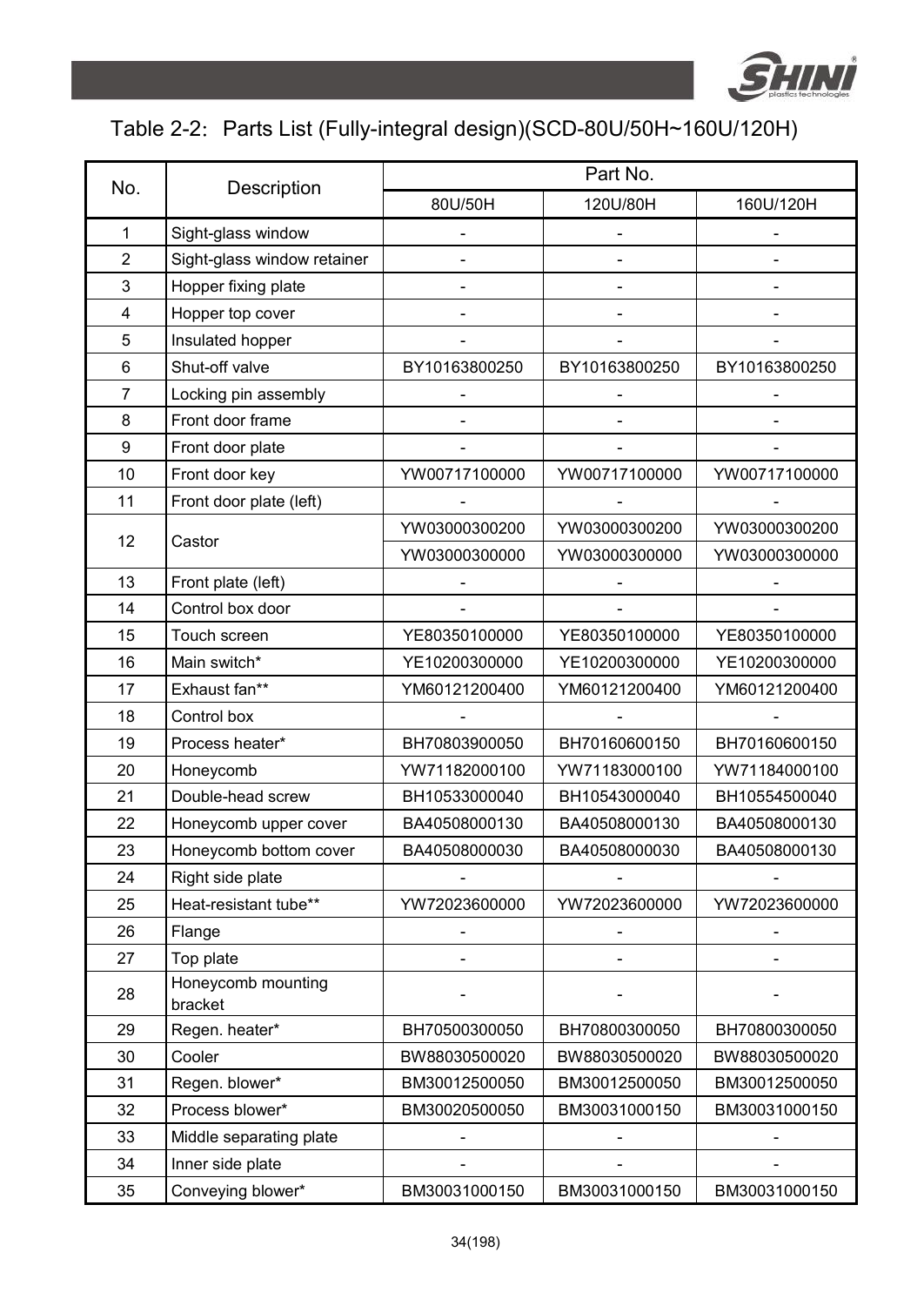## Table 2-2: Parts List (Fully-integral design)(SCD-80U/50H~160U/120H)

| No. | Description | Part No. | | |
|---|---|---|---|---|
| | | 80U/50H | 120U/80H | 160U/120H |
| 1 | Sight-glass window | - | - | - |
| 2 | Sight-glass window retainer | - | - | - |
| 3 | Hopper fixing plate | - | - | - |
| 4 | Hopper top cover | - | - | - |
| 5 | Insulated hopper | - | - | - |
| 6 | Shut-off valve | BY10163800250 | BY10163800250 | BY10163800250 |
| 7 | Locking pin assembly | - | - | - |
| 8 | Front door frame | - | - | - |
| 9 | Front door plate | - | - | - |
| 10 | Front door key | YW00717100000 | YW00717100000 | YW00717100000 |
| 11 | Front door plate (left) | - | - | - |
| 12 | Castor | YW03000300200 | YW03000300200 | YW03000300200 |
| | | YW03000300000 | YW03000300000 | YW03000300000 |
| 13 | Front plate (left) | - | - | - |
| 14 | Control box door | - | - | - |
| 15 | Touch screen | YE80350100000 | YE80350100000 | YE80350100000 |
| 16 | Main switch* | YE10200300000 | YE10200300000 | YE10200300000 |
| 17 | Exhaust fan** | YM60121200400 | YM60121200400 | YM60121200400 |
| 18 | Control box | - | - | - |
| 19 | Process heater* | BH70803900050 | BH70160600150 | BH70160600150 |
| 20 | Honeycomb | YW71182000100 | YW71183000100 | YW71184000100 |
| 21 | Double-head screw | BH10533000040 | BH10543000040 | BH10554500040 |
| 22 | Honeycomb upper cover | BA40508000130 | BA40508000130 | BA40508000130 |
| 23 | Honeycomb bottom cover | BA40508000030 | BA40508000030 | BA40508000130 |
| 24 | Right side plate | - | - | - |
| 25 | Heat-resistant tube** | YW72023600000 | YW72023600000 | YW72023600000 |
| 26 | Flange | - | - | - |
| 27 | Top plate | - | - | - |
| 28 | Honeycomb mounting bracket | - | - | - |
| 29 | Regen. heater* | BH70500300050 | BH70800300050 | BH70800300050 |
| 30 | Cooler | BW88030500020 | BW88030500020 | BW88030500020 |
| 31 | Regen. blower* | BM30012500050 | BM30012500050 | BM30012500050 |
| 32 | Process blower* | BM30020500050 | BM30031000150 | BM30031000150 |
| 33 | Middle separating plate | - | - | - |
| 34 | Inner side plate | - | - | - |
| 35 | Conveying blower* | BM30031000150 | BM30031000150 | BM30031000150 |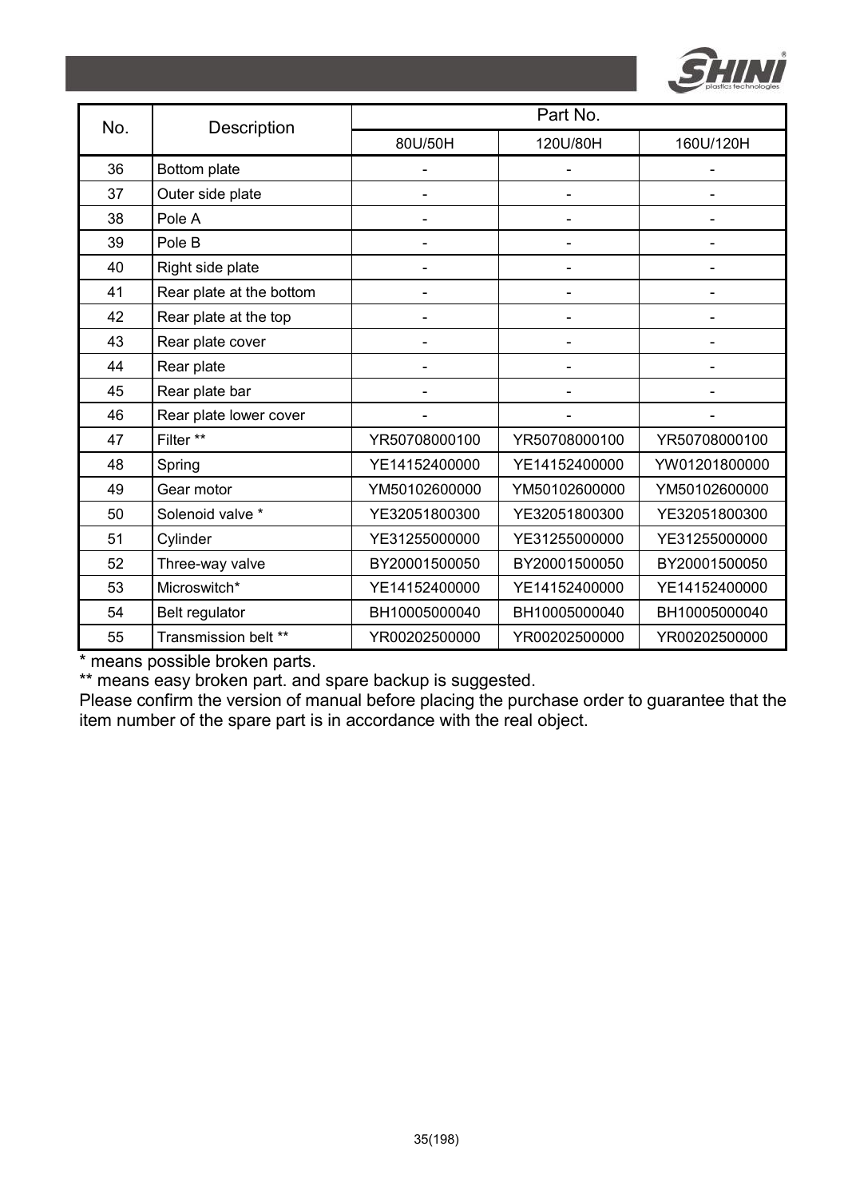| No. | Description | Part No. | | |
|---|---|---|---|---|
| | | 80U/50H | 120U/80H | 160U/120H |
| 36 | Bottom plate | - | - | - |
| 37 | Outer side plate | - | - | - |
| 38 | Pole A | - | - | - |
| 39 | Pole B | - | - | - |
| 40 | Right side plate | - | - | - |
| 41 | Rear plate at the bottom | - | - | - |
| 42 | Rear plate at the top | - | - | - |
| 43 | Rear plate cover | - | - | - |
| 44 | Rear plate | - | - | - |
| 45 | Rear plate bar | - | - | - |
| 46 | Rear plate lower cover | - | - | - |
| 47 | Filter ** | YR50708000100 | YR50708000100 | YR50708000100 |
| 48 | Spring | YE14152400000 | YE14152400000 | YW01201800000 |
| 49 | Gear motor | YM50102600000 | YM50102600000 | YM50102600000 |
| 50 | Solenoid valve * | YE32051800300 | YE32051800300 | YE32051800300 |
| 51 | Cylinder | YE31255000000 | YE31255000000 | YE31255000000 |
| 52 | Three-way valve | BY20001500050 | BY20001500050 | BY20001500050 |
| 53 | Microswitch* | YE14152400000 | YE14152400000 | YE14152400000 |
| 54 | Belt regulator | BH10005000040 | BH10005000040 | BH10005000040 |
| 55 | Transmission belt ** | YR00202500000 | YR00202500000 | YR00202500000 |

* means possible broken parts.

** means easy broken part. and spare backup is suggested.

Please confirm the version of manual before placing the purchase order to guarantee that the item number of the spare part is in accordance with the real object.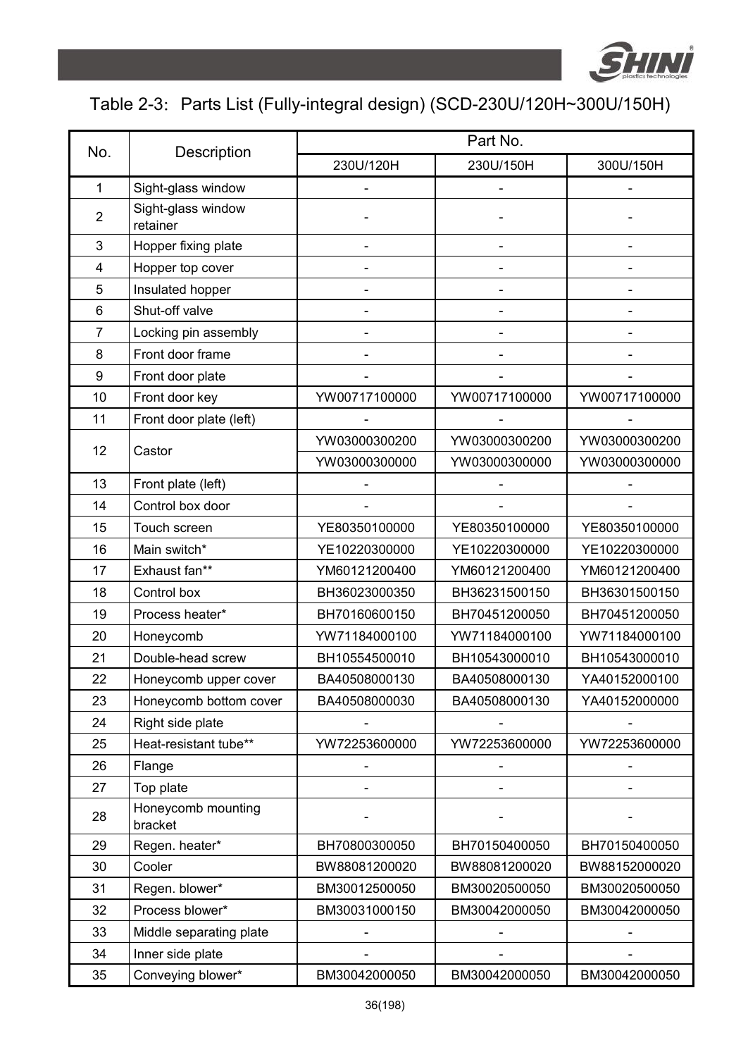## Table 2-3: Parts List (Fully-integral design) (SCD-230U/120H~300U/150H)

| No. | Description | Part No. | | |
|---|---|---|---|---|
| | | 230U/120H | 230U/150H | 300U/150H |
| 1 | Sight-glass window | - | - | - |
| 2 | Sight-glass window retainer | - | - | - |
| 3 | Hopper fixing plate | - | - | - |
| 4 | Hopper top cover | - | - | - |
| 5 | Insulated hopper | - | - | - |
| 6 | Shut-off valve | - | - | - |
| 7 | Locking pin assembly | - | - | - |
| 8 | Front door frame | - | - | - |
| 9 | Front door plate | - | - | - |
| 10 | Front door key | YW00717100000 | YW00717100000 | YW00717100000 |
| 11 | Front door plate (left) | - | - | - |
| 12 | Castor | YW03000300200 | YW03000300200 | YW03000300200 |
| | | YW03000300000 | YW03000300000 | YW03000300000 |
| 13 | Front plate (left) | - | - | - |
| 14 | Control box door | - | - | - |
| 15 | Touch screen | YE80350100000 | YE80350100000 | YE80350100000 |
| 16 | Main switch* | YE10220300000 | YE10220300000 | YE10220300000 |
| 17 | Exhaust fan** | YM60121200400 | YM60121200400 | YM60121200400 |
| 18 | Control box | BH36023000350 | BH36231500150 | BH36301500150 |
| 19 | Process heater* | BH70160600150 | BH70451200050 | BH70451200050 |
| 20 | Honeycomb | YW71184000100 | YW71184000100 | YW71184000100 |
| 21 | Double-head screw | BH10554500010 | BH10543000010 | BH10543000010 |
| 22 | Honeycomb upper cover | BA40508000130 | BA40508000130 | YA40152000100 |
| 23 | Honeycomb bottom cover | BA40508000030 | BA40508000130 | YA40152000000 |
| 24 | Right side plate | - | - | - |
| 25 | Heat-resistant tube** | YW72253600000 | YW72253600000 | YW72253600000 |
| 26 | Flange | - | - | - |
| 27 | Top plate | - | - | - |
| 28 | Honeycomb mounting bracket | - | - | - |
| 29 | Regen. heater* | BH70800300050 | BH70150400050 | BH70150400050 |
| 30 | Cooler | BW88081200020 | BW88081200020 | BW88152000020 |
| 31 | Regen. blower* | BM30012500050 | BM30020500050 | BM30020500050 |
| 32 | Process blower* | BM30031000150 | BM30042000050 | BM30042000050 |
| 33 | Middle separating plate | - | - | - |
| 34 | Inner side plate | - | - | - |
| 35 | Conveying blower* | BM30042000050 | BM30042000050 | BM30042000050 |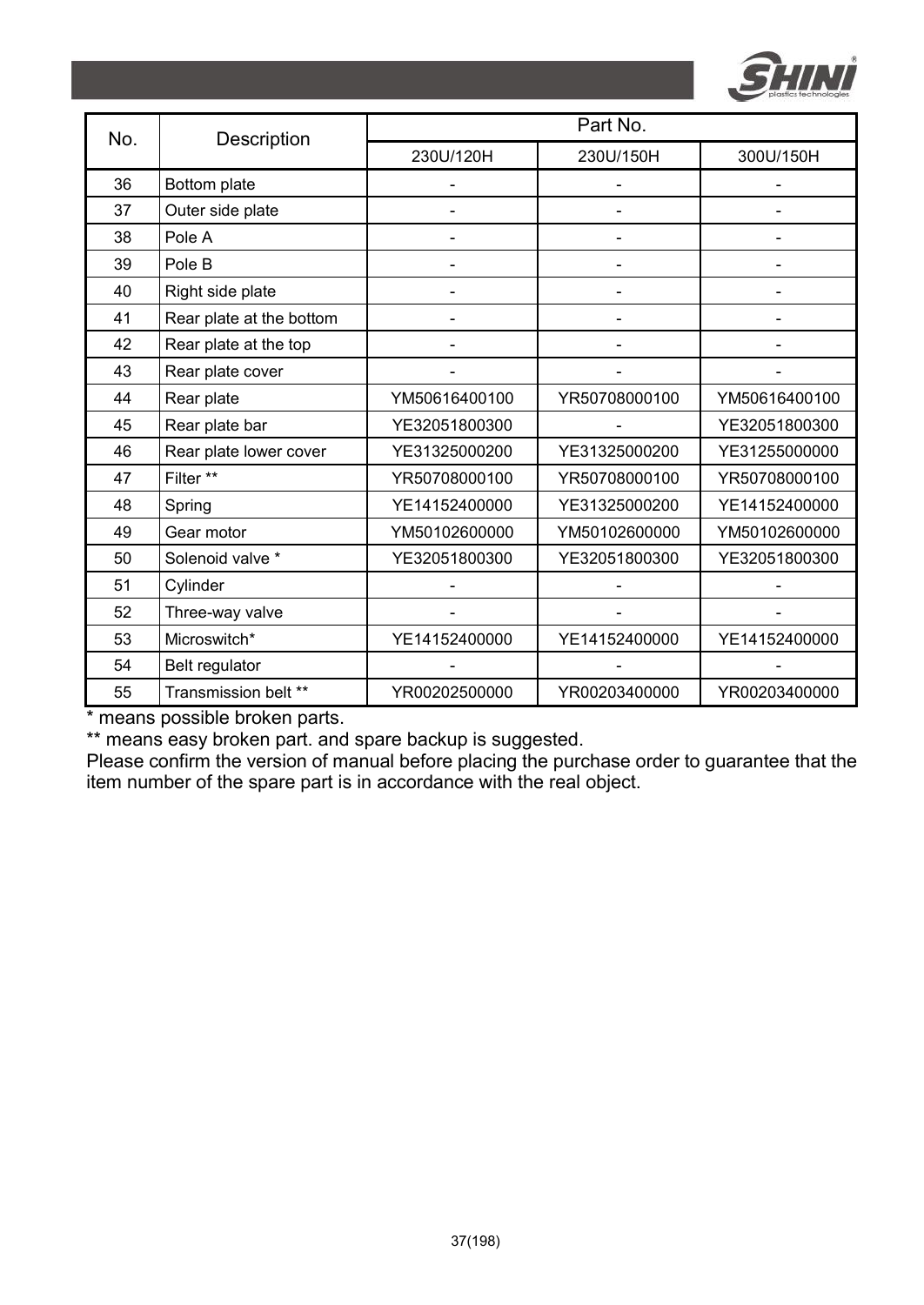| No. | Description | Part No. | | |
|---|---|---|---|---|
| | | 230U/120H | 230U/150H | 300U/150H |
| 36 | Bottom plate | - | - | - |
| 37 | Outer side plate | - | - | - |
| 38 | Pole A | - | - | - |
| 39 | Pole B | - | - | - |
| 40 | Right side plate | - | - | - |
| 41 | Rear plate at the bottom | - | - | - |
| 42 | Rear plate at the top | - | - | - |
| 43 | Rear plate cover | - | - | - |
| 44 | Rear plate | YM50616400100 | YR50708000100 | YM50616400100 |
| 45 | Rear plate bar | YE32051800300 | - | YE32051800300 |
| 46 | Rear plate lower cover | YE31325000200 | YE31325000200 | YE31255000000 |
| 47 | Filter ** | YR50708000100 | YR50708000100 | YR50708000100 |
| 48 | Spring | YE14152400000 | YE31325000200 | YE14152400000 |
| 49 | Gear motor | YM50102600000 | YM50102600000 | YM50102600000 |
| 50 | Solenoid valve * | YE32051800300 | YE32051800300 | YE32051800300 |
| 51 | Cylinder | - | - | - |
| 52 | Three-way valve | - | - | - |
| 53 | Microswitch* | YE14152400000 | YE14152400000 | YE14152400000 |
| 54 | Belt regulator | - | - | - |
| 55 | Transmission belt ** | YR00202500000 | YR00203400000 | YR00203400000 |

* means possible broken parts.

** means easy broken part. and spare backup is suggested.

Please confirm the version of manual before placing the purchase order to guarantee that the item number of the spare part is in accordance with the real object.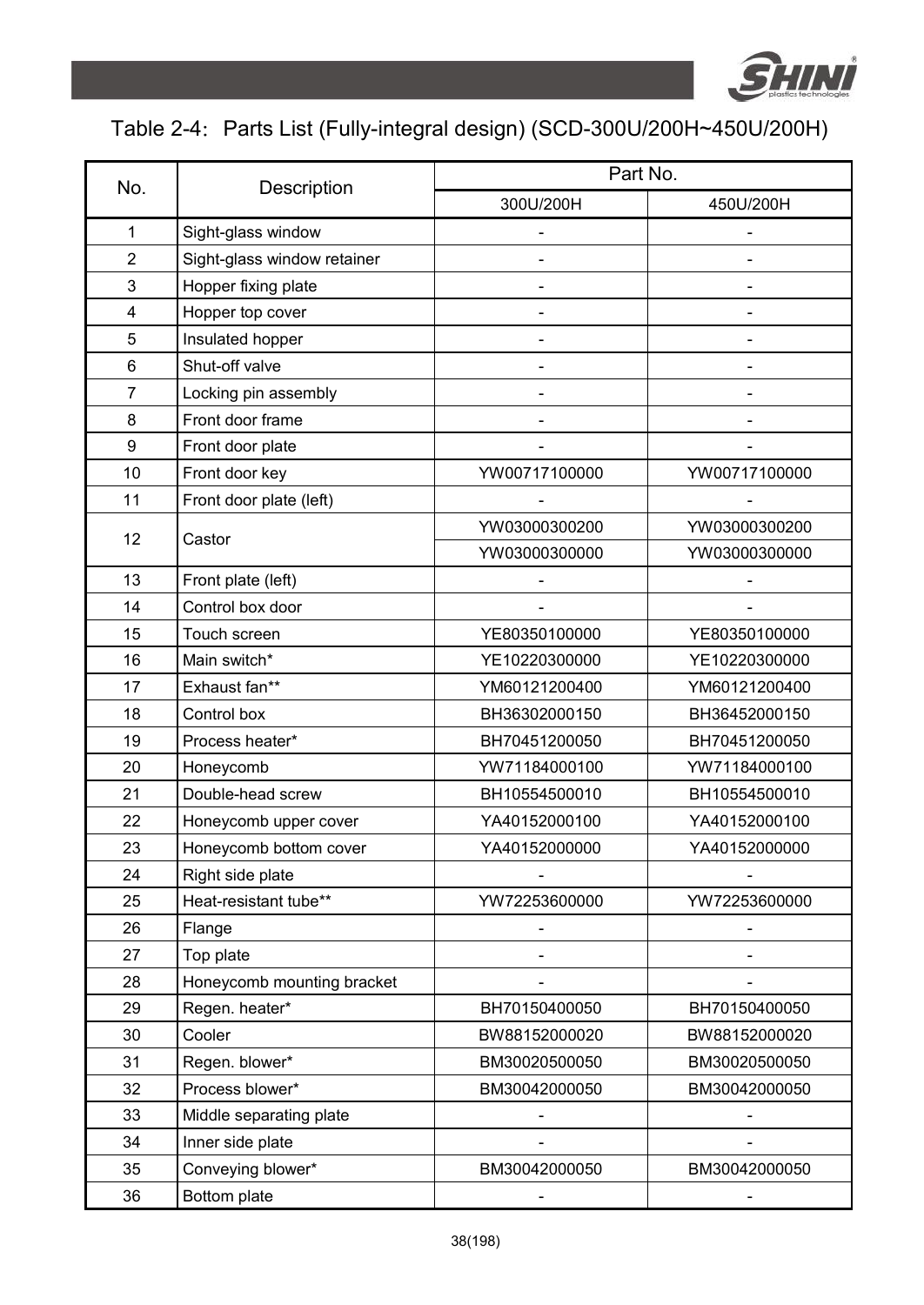Table 2-4: Parts List (Fully-integral design) (SCD-300U/200H~450U/200H)

| No. | Description | Part No. | |
|---|---|---|---|
| | | 300U/200H | 450U/200H |
| 1 | Sight-glass window | - | - |
| 2 | Sight-glass window retainer | - | - |
| 3 | Hopper fixing plate | - | - |
| 4 | Hopper top cover | - | - |
| 5 | Insulated hopper | - | - |
| 6 | Shut-off valve | - | - |
| 7 | Locking pin assembly | - | - |
| 8 | Front door frame | - | - |
| 9 | Front door plate | - | - |
| 10 | Front door key | YW00717100000 | YW00717100000 |
| 11 | Front door plate (left) | - | - |
| 12 | Castor | YW03000300200 | YW03000300200 |
| | | YW03000300000 | YW03000300000 |
| 13 | Front plate (left) | - | - |
| 14 | Control box door | - | - |
| 15 | Touch screen | YE80350100000 | YE80350100000 |
| 16 | Main switch* | YE10220300000 | YE10220300000 |
| 17 | Exhaust fan** | YM60121200400 | YM60121200400 |
| 18 | Control box | BH36302000150 | BH36452000150 |
| 19 | Process heater* | BH70451200050 | BH70451200050 |
| 20 | Honeycomb | YW71184000100 | YW71184000100 |
| 21 | Double-head screw | BH10554500010 | BH10554500010 |
| 22 | Honeycomb upper cover | YA40152000100 | YA40152000100 |
| 23 | Honeycomb bottom cover | YA40152000000 | YA40152000000 |
| 24 | Right side plate | - | - |
| 25 | Heat-resistant tube** | YW72253600000 | YW72253600000 |
| 26 | Flange | - | - |
| 27 | Top plate | - | - |
| 28 | Honeycomb mounting bracket | - | - |
| 29 | Regen. heater* | BH70150400050 | BH70150400050 |
| 30 | Cooler | BW88152000020 | BW88152000020 |
| 31 | Regen. blower* | BM30020500050 | BM30020500050 |
| 32 | Process blower* | BM30042000050 | BM30042000050 |
| 33 | Middle separating plate | - | - |
| 34 | Inner side plate | - | - |
| 35 | Conveying blower* | BM30042000050 | BM30042000050 |
| 36 | Bottom plate | - | - |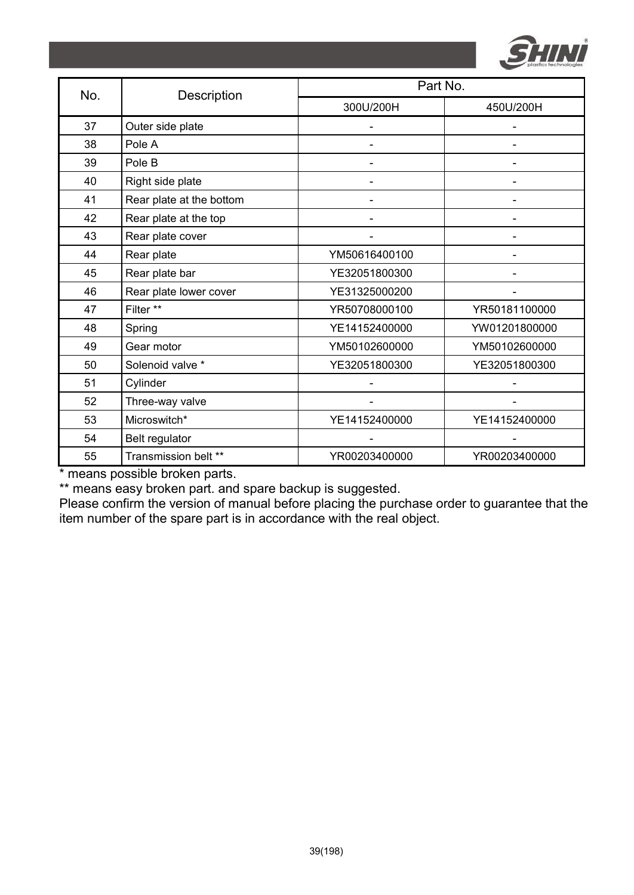| No. | Description | Part No. | |
|---|---|---|---|
| | | 300U/200H | 450U/200H |
| 37 | Outer side plate | - | - |
| 38 | Pole A | - | - |
| 39 | Pole B | - | - |
| 40 | Right side plate | - | - |
| 41 | Rear plate at the bottom | - | - |
| 42 | Rear plate at the top | - | - |
| 43 | Rear plate cover | - | - |
| 44 | Rear plate | YM50616400100 | - |
| 45 | Rear plate bar | YE32051800300 | - |
| 46 | Rear plate lower cover | YE31325000200 | - |
| 47 | Filter ** | YR50708000100 | YR50181100000 |
| 48 | Spring | YE14152400000 | YW01201800000 |
| 49 | Gear motor | YM50102600000 | YM50102600000 |
| 50 | Solenoid valve * | YE32051800300 | YE32051800300 |
| 51 | Cylinder | - | - |
| 52 | Three-way valve | - | - |
| 53 | Microswitch* | YE14152400000 | YE14152400000 |
| 54 | Belt regulator | - | - |
| 55 | Transmission belt ** | YR00203400000 | YR00203400000 |

* means possible broken parts.

** means easy broken part. and spare backup is suggested.

Please confirm the version of manual before placing the purchase order to guarantee that the item number of the spare part is in accordance with the real object.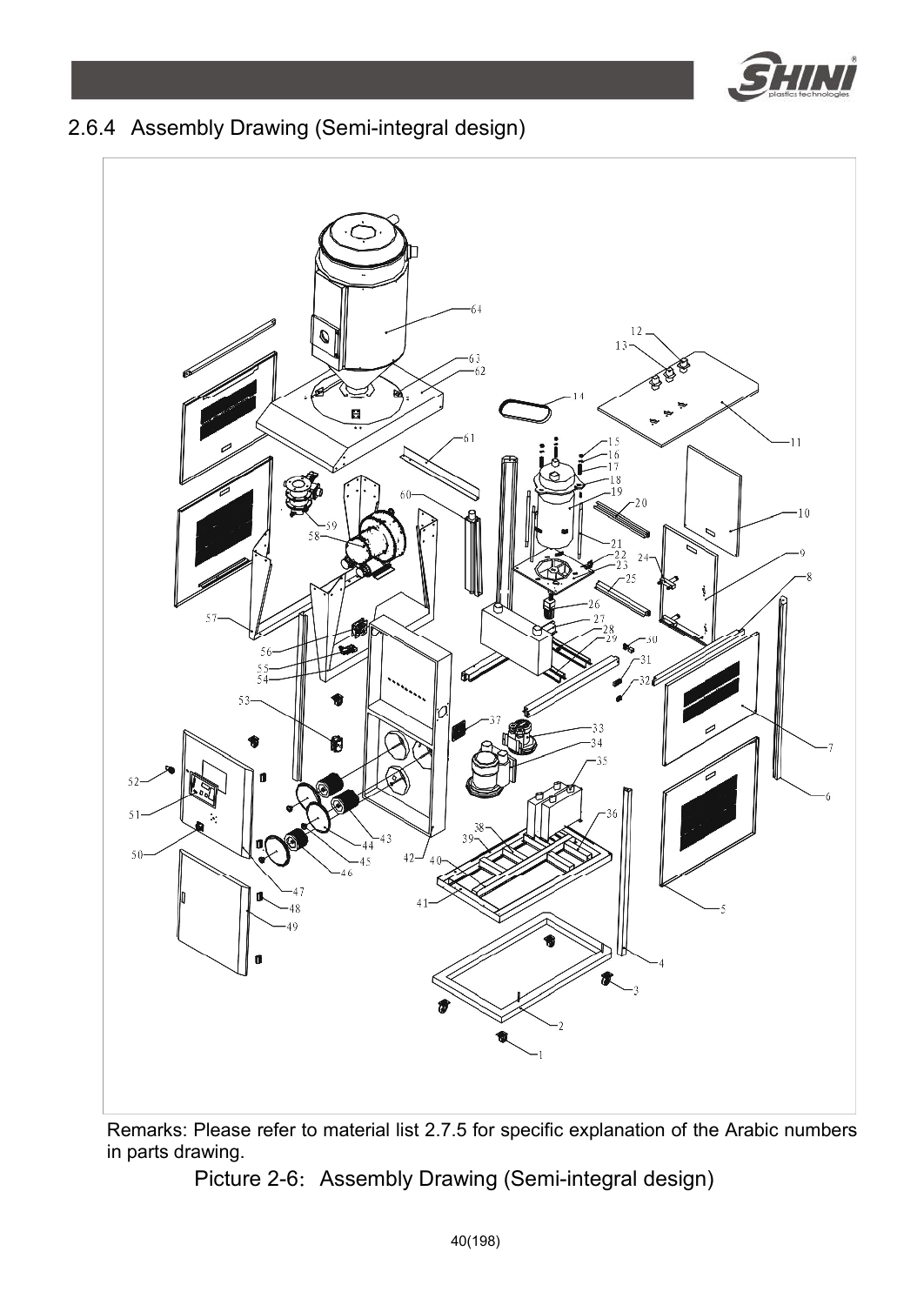## 2.6.4 Assembly Drawing (Semi-integral design)

Remarks: Please refer to material list 2.7.5 for specific explanation of the Arabic numbers in parts drawing.

Picture 2-6: Assembly Drawing (Semi-integral design)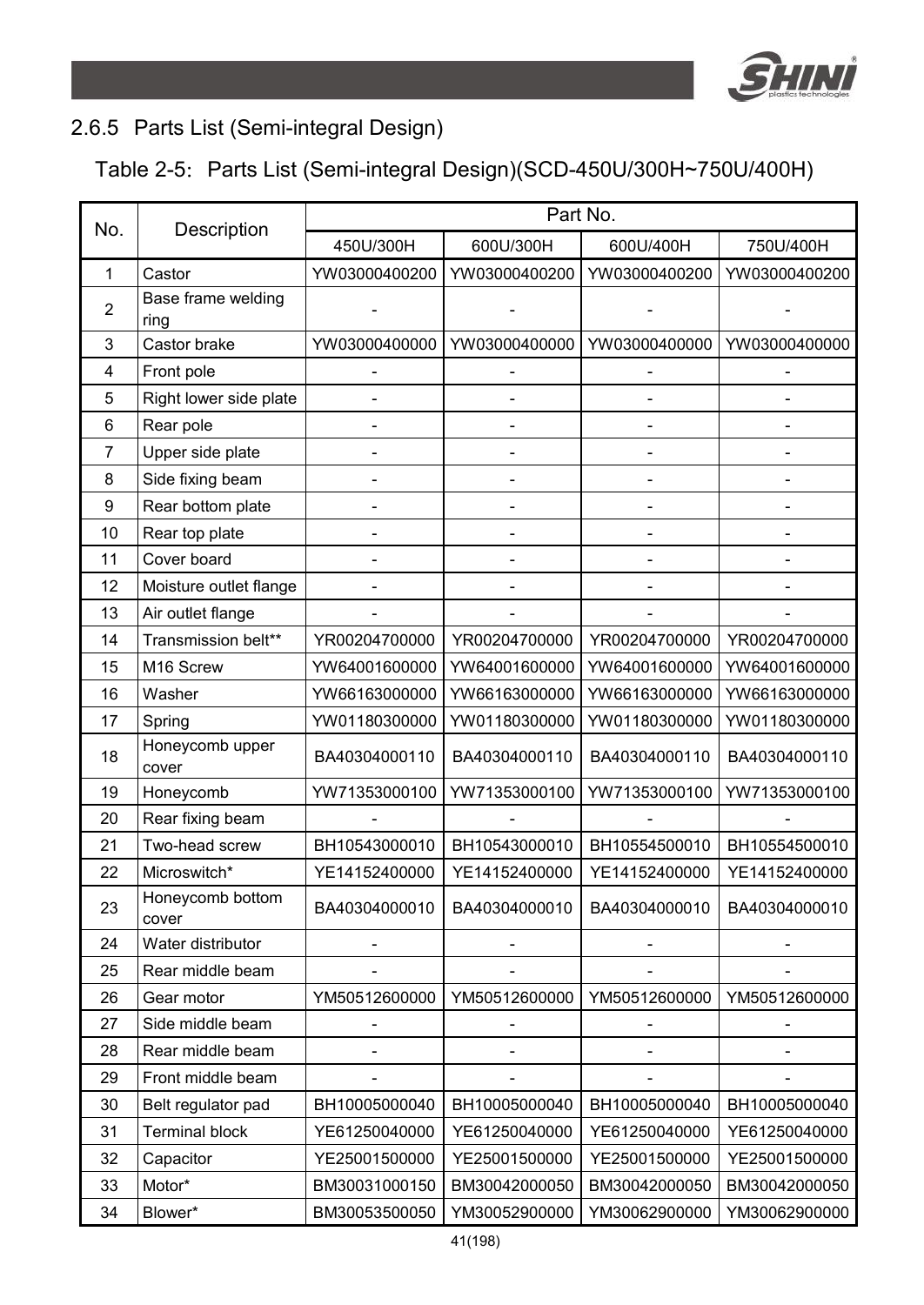### 2.6.5 Parts List (Semi-integral Design)

Table 2-5: Parts List (Semi-integral Design)(SCD-450U/300H~750U/400H)

| No. | Description | Part No. | | | |
|---|---|---|---|---|---|
| | | 450U/300H | 600U/300H | 600U/400H | 750U/400H |
| 1 | Castor | YW03000400200 | YW03000400200 | YW03000400200 | YW03000400200 |
| 2 | Base frame welding ring | - | - | - | - |
| 3 | Castor brake | YW03000400000 | YW03000400000 | YW03000400000 | YW03000400000 |
| 4 | Front pole | - | - | - | - |
| 5 | Right lower side plate | - | - | - | - |
| 6 | Rear pole | - | - | - | - |
| 7 | Upper side plate | - | - | - | - |
| 8 | Side fixing beam | - | - | - | - |
| 9 | Rear bottom plate | - | - | - | - |
| 10 | Rear top plate | - | - | - | - |
| 11 | Cover board | - | - | - | - |
| 12 | Moisture outlet flange | - | - | - | - |
| 13 | Air outlet flange | - | - | - | - |
| 14 | Transmission belt** | YR00204700000 | YR00204700000 | YR00204700000 | YR00204700000 |
| 15 | M16 Screw | YW64001600000 | YW64001600000 | YW64001600000 | YW64001600000 |
| 16 | Washer | YW66163000000 | YW66163000000 | YW66163000000 | YW66163000000 |
| 17 | Spring | YW01180300000 | YW01180300000 | YW01180300000 | YW01180300000 |
| 18 | Honeycomb upper cover | BA40304000110 | BA40304000110 | BA40304000110 | BA40304000110 |
| 19 | Honeycomb | YW71353000100 | YW71353000100 | YW71353000100 | YW71353000100 |
| 20 | Rear fixing beam | - | - | - | - |
| 21 | Two-head screw | BH10543000010 | BH10543000010 | BH10554500010 | BH10554500010 |
| 22 | Microswitch* | YE14152400000 | YE14152400000 | YE14152400000 | YE14152400000 |
| 23 | Honeycomb bottom cover | BA40304000010 | BA40304000010 | BA40304000010 | BA40304000010 |
| 24 | Water distributor | - | - | - | - |
| 25 | Rear middle beam | - | - | - | - |
| 26 | Gear motor | YM50512600000 | YM50512600000 | YM50512600000 | YM50512600000 |
| 27 | Side middle beam | - | - | - | - |
| 28 | Rear middle beam | - | - | - | - |
| 29 | Front middle beam | - | - | - | - |
| 30 | Belt regulator pad | BH10005000040 | BH10005000040 | BH10005000040 | BH10005000040 |
| 31 | Terminal block | YE61250040000 | YE61250040000 | YE61250040000 | YE61250040000 |
| 32 | Capacitor | YE25001500000 | YE25001500000 | YE25001500000 | YE25001500000 |
| 33 | Motor* | BM30031000150 | BM30042000050 | BM30042000050 | BM30042000050 |
| 34 | Blower* | BM30053500050 | YM30052900000 | YM30062900000 | YM30062900000 |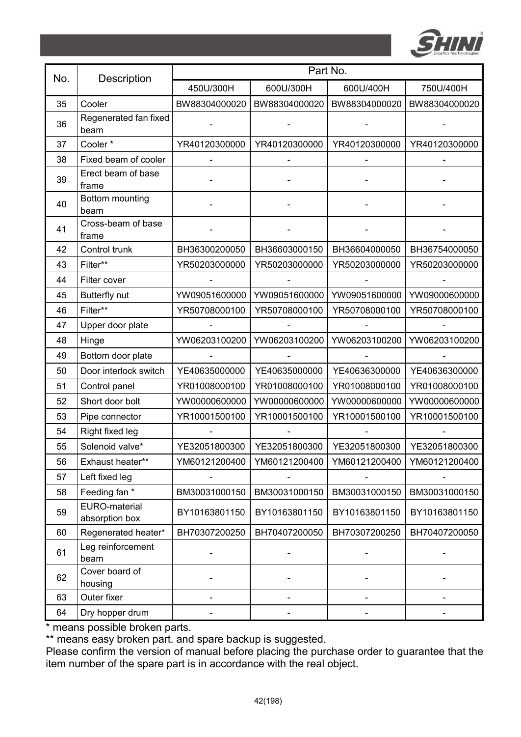| No. | Description | Part No. | | | |
|---|---|---|---|---|---|
| | | 450U/300H | 600U/300H | 600U/400H | 750U/400H |
| 35 | Cooler | BW88304000020 | BW88304000020 | BW88304000020 | BW88304000020 |
| 36 | Regenerated fan fixed beam | - | - | - | - |
| 37 | Cooler * | YR40120300000 | YR40120300000 | YR40120300000 | YR40120300000 |
| 38 | Fixed beam of cooler | - | - | - | - |
| 39 | Erect beam of base frame | - | - | - | - |
| 40 | Bottom mounting beam | - | - | - | - |
| 41 | Cross-beam of base frame | - | - | - | - |
| 42 | Control trunk | BH36300200050 | BH36603000150 | BH36604000050 | BH36754000050 |
| 43 | Filter** | YR50203000000 | YR50203000000 | YR50203000000 | YR50203000000 |
| 44 | Filter cover | - | - | - | - |
| 45 | Butterfly nut | YW09051600000 | YW09051600000 | YW09051600000 | YW09000600000 |
| 46 | Filter** | YR50708000100 | YR50708000100 | YR50708000100 | YR50708000100 |
| 47 | Upper door plate | - | - | - | - |
| 48 | Hinge | YW06203100200 | YW06203100200 | YW06203100200 | YW06203100200 |
| 49 | Bottom door plate | - | - | - | - |
| 50 | Door interlock switch | YE40635000000 | YE40635000000 | YE40636300000 | YE40636300000 |
| 51 | Control panel | YR01008000100 | YR01008000100 | YR01008000100 | YR01008000100 |
| 52 | Short door bolt | YW00000600000 | YW00000600000 | YW00000600000 | YW00000600000 |
| 53 | Pipe connector | YR10001500100 | YR10001500100 | YR10001500100 | YR10001500100 |
| 54 | Right fixed leg | - | - | - | - |
| 55 | Solenoid valve* | YE32051800300 | YE32051800300 | YE32051800300 | YE32051800300 |
| 56 | Exhaust heater** | YM60121200400 | YM60121200400 | YM60121200400 | YM60121200400 |
| 57 | Left fixed leg | - | - | - | - |
| 58 | Feeding fan * | BM30031000150 | BM30031000150 | BM30031000150 | BM30031000150 |
| 59 | EURO-material absorption box | BY10163801150 | BY10163801150 | BY10163801150 | BY10163801150 |
| 60 | Regenerated heater* | BH70307200250 | BH70407200050 | BH70307200250 | BH70407200050 |
| 61 | Leg reinforcement beam | - | - | - | - |
| 62 | Cover board of housing | - | - | - | - |
| 63 | Outer fixer | - | - | - | - |
| 64 | Dry hopper drum | - | - | - | - |

* means possible broken parts.

** means easy broken part. and spare backup is suggested.

Please confirm the version of manual before placing the purchase order to guarantee that the item number of the spare part is in accordance with the real object.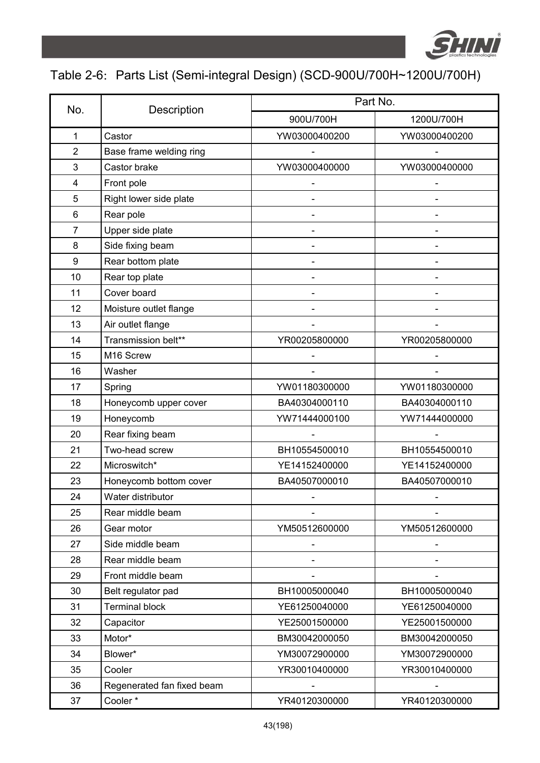Table 2-6: Parts List (Semi-integral Design) (SCD-900U/700H~1200U/700H)

| No. | Description | Part No. | |
|---|---|---|---|
| | | 900U/700H | 1200U/700H |
| 1 | Castor | YW03000400200 | YW03000400200 |
| 2 | Base frame welding ring | - | - |
| 3 | Castor brake | YW03000400000 | YW03000400000 |
| 4 | Front pole | - | - |
| 5 | Right lower side plate | - | - |
| 6 | Rear pole | - | - |
| 7 | Upper side plate | - | - |
| 8 | Side fixing beam | - | - |
| 9 | Rear bottom plate | - | - |
| 10 | Rear top plate | - | - |
| 11 | Cover board | - | - |
| 12 | Moisture outlet flange | - | - |
| 13 | Air outlet flange | - | - |
| 14 | Transmission belt** | YR00205800000 | YR00205800000 |
| 15 | M16 Screw | - | - |
| 16 | Washer | - | - |
| 17 | Spring | YW01180300000 | YW01180300000 |
| 18 | Honeycomb upper cover | BA40304000110 | BA40304000110 |
| 19 | Honeycomb | YW71444000100 | YW71444000000 |
| 20 | Rear fixing beam | - | - |
| 21 | Two-head screw | BH10554500010 | BH10554500010 |
| 22 | Microswitch* | YE14152400000 | YE14152400000 |
| 23 | Honeycomb bottom cover | BA40507000010 | BA40507000010 |
| 24 | Water distributor | - | - |
| 25 | Rear middle beam | - | - |
| 26 | Gear motor | YM50512600000 | YM50512600000 |
| 27 | Side middle beam | - | - |
| 28 | Rear middle beam | - | - |
| 29 | Front middle beam | - | - |
| 30 | Belt regulator pad | BH10005000040 | BH10005000040 |
| 31 | Terminal block | YE61250040000 | YE61250040000 |
| 32 | Capacitor | YE25001500000 | YE25001500000 |
| 33 | Motor* | BM30042000050 | BM30042000050 |
| 34 | Blower* | YM30072900000 | YM30072900000 |
| 35 | Cooler | YR30010400000 | YR30010400000 |
| 36 | Regenerated fan fixed beam | - | - |
| 37 | Cooler * | YR40120300000 | YR40120300000 |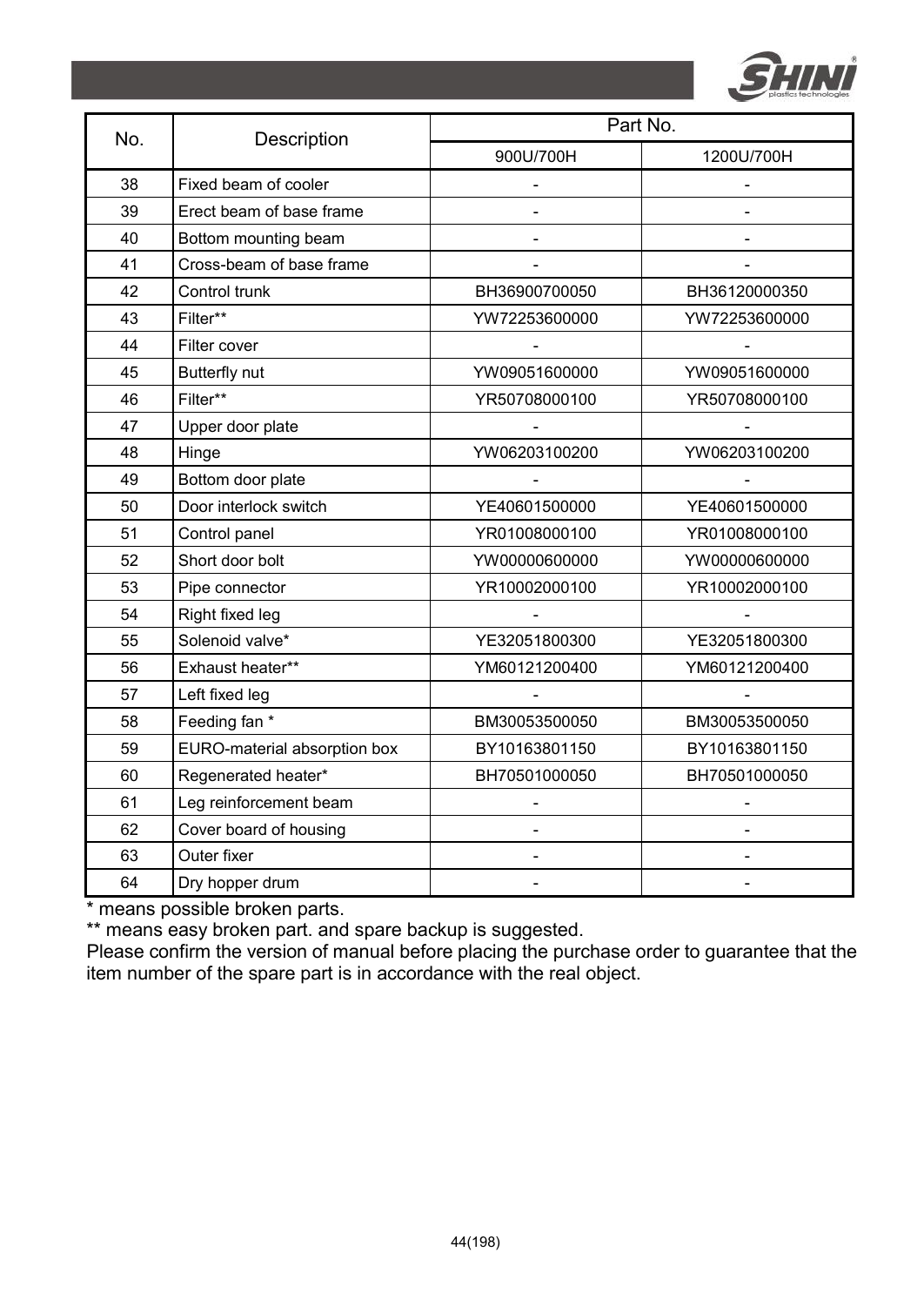| No. | Description | Part No. | |
|---|---|---|---|
| | | 900U/700H | 1200U/700H |
| 38 | Fixed beam of cooler | - | - |
| 39 | Erect beam of base frame | - | - |
| 40 | Bottom mounting beam | - | - |
| 41 | Cross-beam of base frame | - | - |
| 42 | Control trunk | BH36900700050 | BH36120000350 |
| 43 | Filter** | YW72253600000 | YW72253600000 |
| 44 | Filter cover | - | - |
| 45 | Butterfly nut | YW09051600000 | YW09051600000 |
| 46 | Filter** | YR50708000100 | YR50708000100 |
| 47 | Upper door plate | - | - |
| 48 | Hinge | YW06203100200 | YW06203100200 |
| 49 | Bottom door plate | - | - |
| 50 | Door interlock switch | YE40601500000 | YE40601500000 |
| 51 | Control panel | YR01008000100 | YR01008000100 |
| 52 | Short door bolt | YW00000600000 | YW00000600000 |
| 53 | Pipe connector | YR10002000100 | YR10002000100 |
| 54 | Right fixed leg | - | - |
| 55 | Solenoid valve* | YE32051800300 | YE32051800300 |
| 56 | Exhaust heater** | YM60121200400 | YM60121200400 |
| 57 | Left fixed leg | - | - |
| 58 | Feeding fan * | BM30053500050 | BM30053500050 |
| 59 | EURO-material absorption box | BY10163801150 | BY10163801150 |
| 60 | Regenerated heater* | BH70501000050 | BH70501000050 |
| 61 | Leg reinforcement beam | - | - |
| 62 | Cover board of housing | - | - |
| 63 | Outer fixer | - | - |
| 64 | Dry hopper drum | - | - |

* means possible broken parts.

** means easy broken part. and spare backup is suggested.

Please confirm the version of manual before placing the purchase order to guarantee that the item number of the spare part is in accordance with the real object.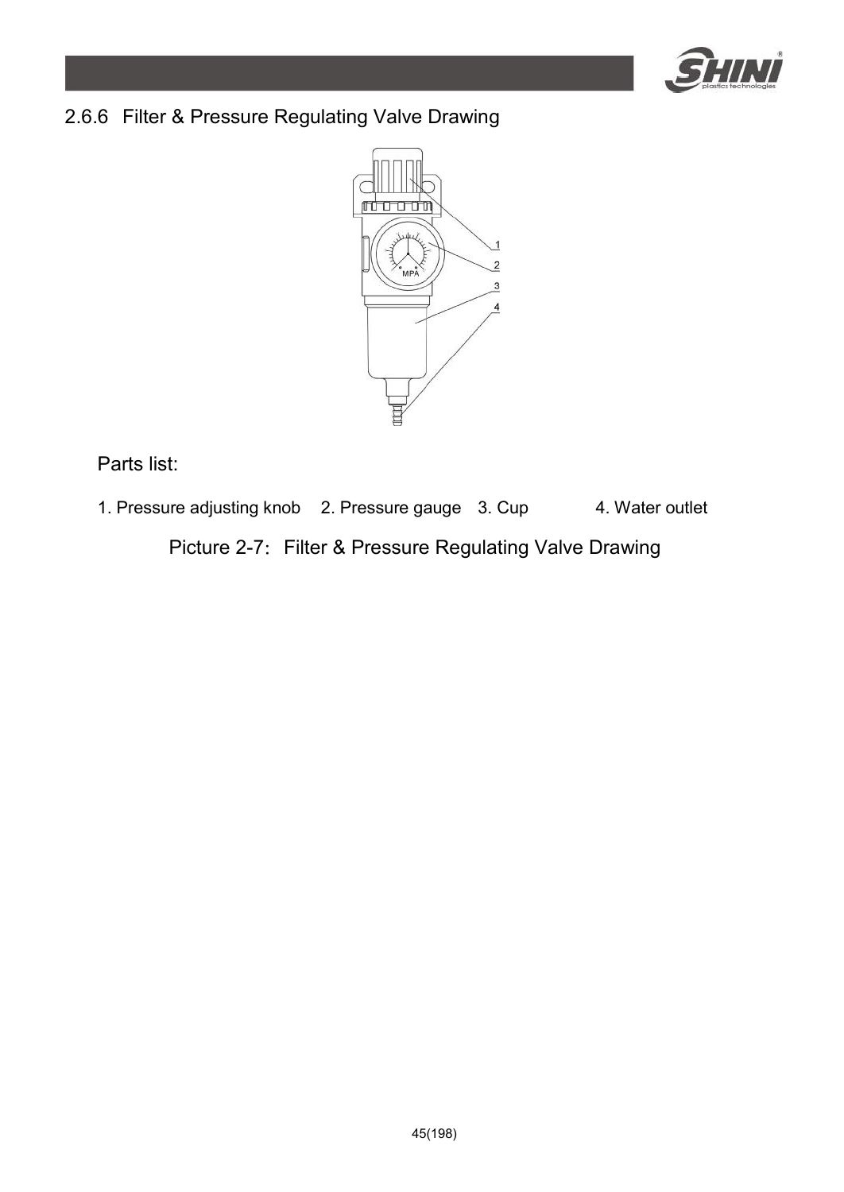## 2.6.6 Filter & Pressure Regulating Valve Drawing

Parts list:

1. Pressure adjusting knob 2. Pressure gauge 3. Cup 4. Water outlet

Picture 2-7: Filter & Pressure Regulating Valve Drawing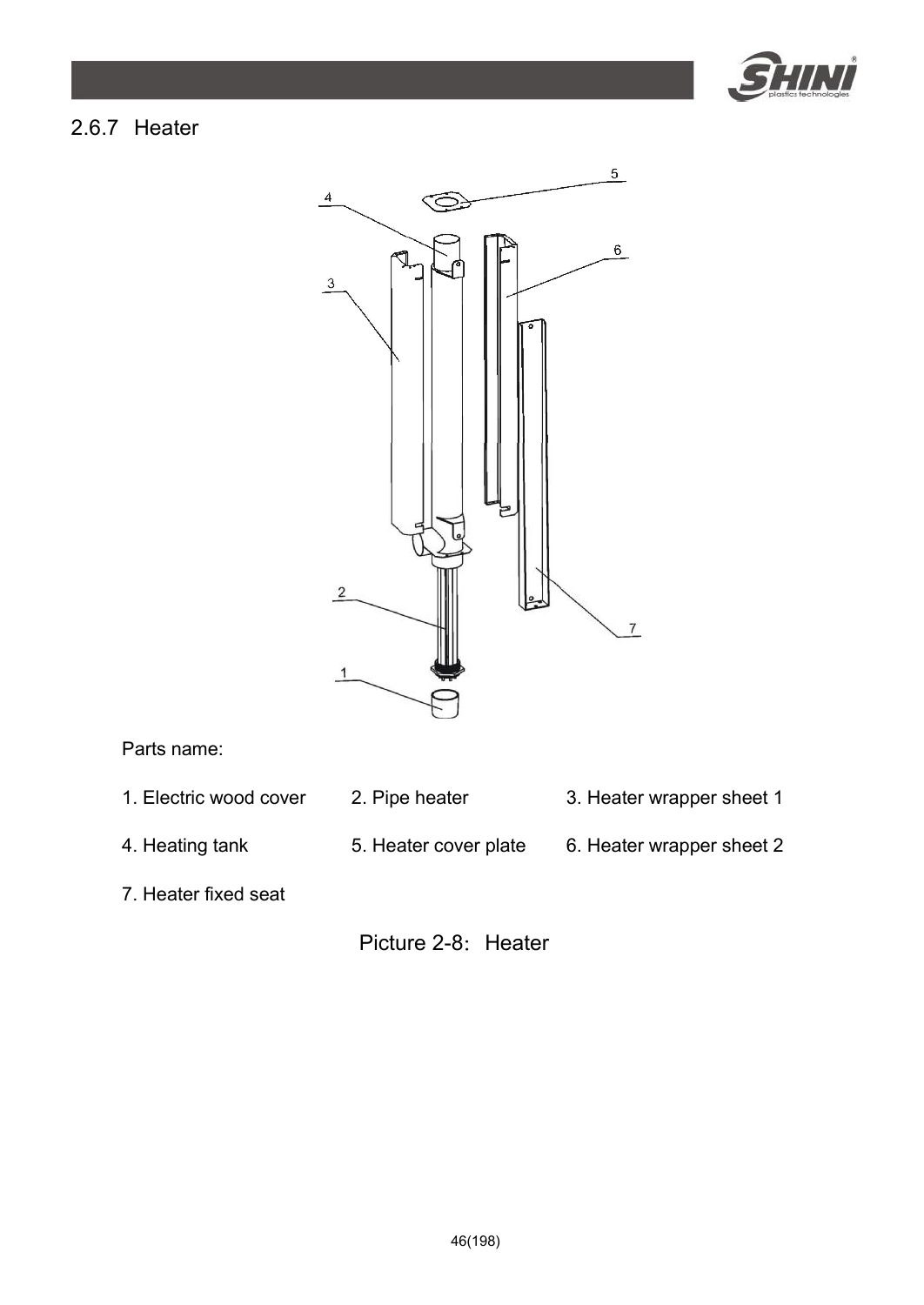### 2.6.7 Heater

Parts name:

1. Electric wood cover
2. Pipe heater
3. Heater wrapper sheet 1
4. Heating tank
5. Heater cover plate
6. Heater wrapper sheet 2
7. Heater fixed seat

Picture 2-8: Heater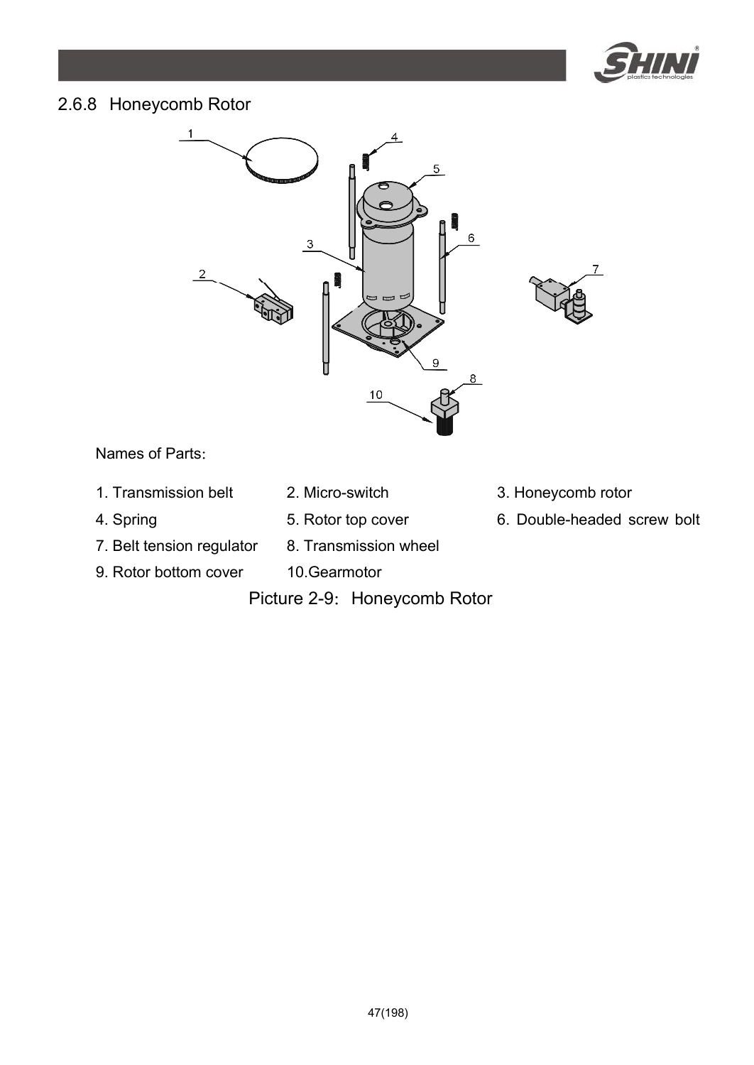## 2.6.8 Honeycomb Rotor

Names of Parts:

1. Transmission belt
2. Micro-switch
3. Honeycomb rotor
4. Spring
5. Rotor top cover
6. Double-headed screw bolt
7. Belt tension regulator
8. Transmission wheel
9. Rotor bottom cover
10. Gearmotor

Picture 2-9: Honeycomb Rotor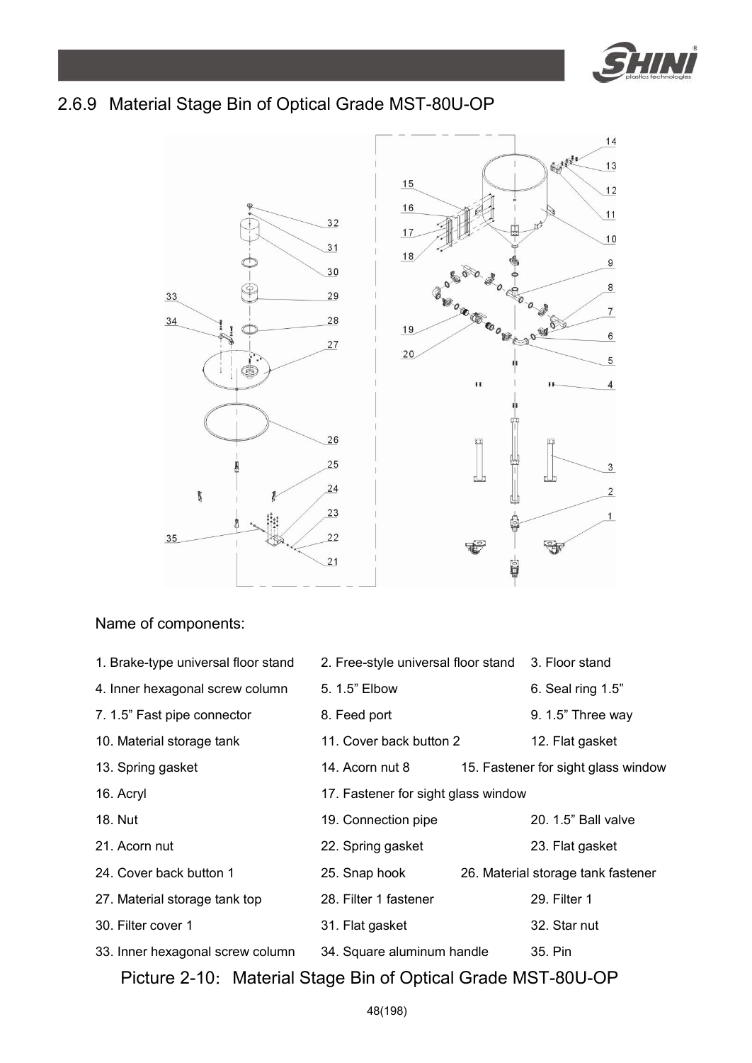## 2.6.9 Material Stage Bin of Optical Grade MST-80U-OP

Name of components:

| | | |
|---|---|---|
| 1. Brake-type universal floor stand | 2. Free-style universal floor stand | 3. Floor stand |
| 4. Inner hexagonal screw column | 5. 1.5” Elbow | 6. Seal ring 1.5” |
| 7. 1.5” Fast pipe connector | 8. Feed port | 9. 1.5” Three way |
| 10. Material storage tank | 11. Cover back button 2 | 12. Flat gasket |
| 13. Spring gasket | 14. Acorn nut 8 | 15. Fastener for sight glass window |
| 16. Acryl | 17. Fastener for sight glass window | |
| 18. Nut | 19. Connection pipe | 20. 1.5” Ball valve |
| 21. Acorn nut | 22. Spring gasket | 23. Flat gasket |
| 24. Cover back button 1 | 25. Snap hook | 26. Material storage tank fastener |
| 27. Material storage tank top | 28. Filter 1 fastener | 29. Filter 1 |
| 30. Filter cover 1 | 31. Flat gasket | 32. Star nut |
| 33. Inner hexagonal screw column | 34. Square aluminum handle | 35. Pin |

Picture 2-10: Material Stage Bin of Optical Grade MST-80U-OP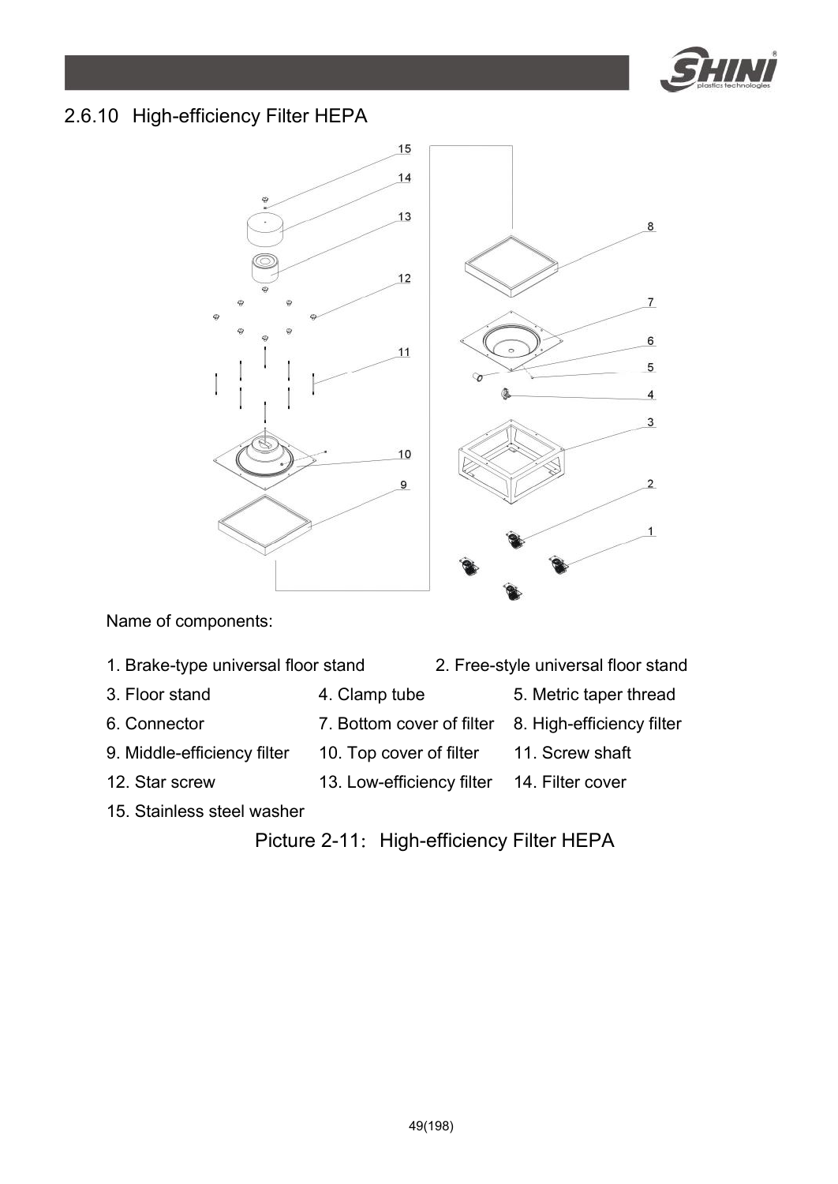### 2.6.10 High-efficiency Filter HEPA

Name of components:

1. Brake-type universal floor stand
2. Free-style universal floor stand
3. Floor stand
4. Clamp tube
5. Metric taper thread
6. Connector
7. Bottom cover of filter
8. High-efficiency filter
9. Middle-efficiency filter
10. Top cover of filter
11. Screw shaft
12. Star screw
13. Low-efficiency filter
14. Filter cover
15. Stainless steel washer

Picture 2-11: High-efficiency Filter HEPA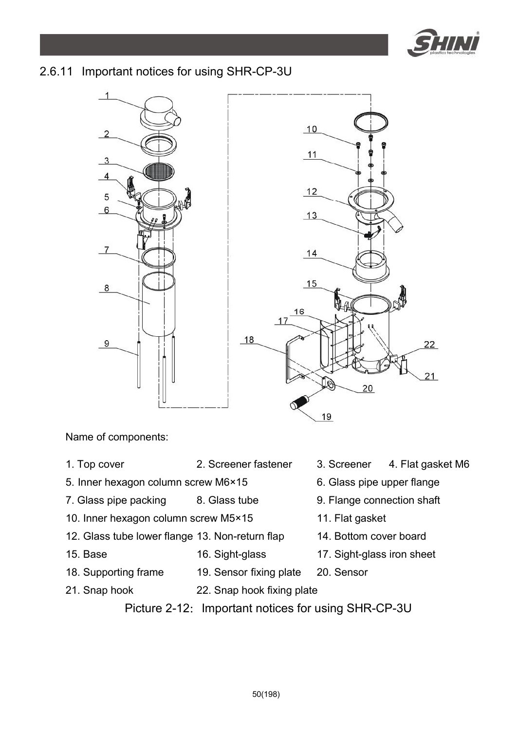### 2.6.11 Important notices for using SHR-CP-3U

Name of components:

1. Top cover
2. Screener fastener
3. Screener
4. Flat gasket M6
5. Inner hexagon column screw M6×15
6. Glass pipe upper flange
7. Glass pipe packing
8. Glass tube
9. Flange connection shaft
10. Inner hexagon column screw M5×15
11. Flat gasket
12. Glass tube lower flange
13. Non-return flap
14. Bottom cover board
15. Base
16. Sight-glass
17. Sight-glass iron sheet
18. Supporting frame
19. Sensor fixing plate
20. Sensor
21. Snap hook
22. Snap hook fixing plate

Picture 2-12: Important notices for using SHR-CP-3U